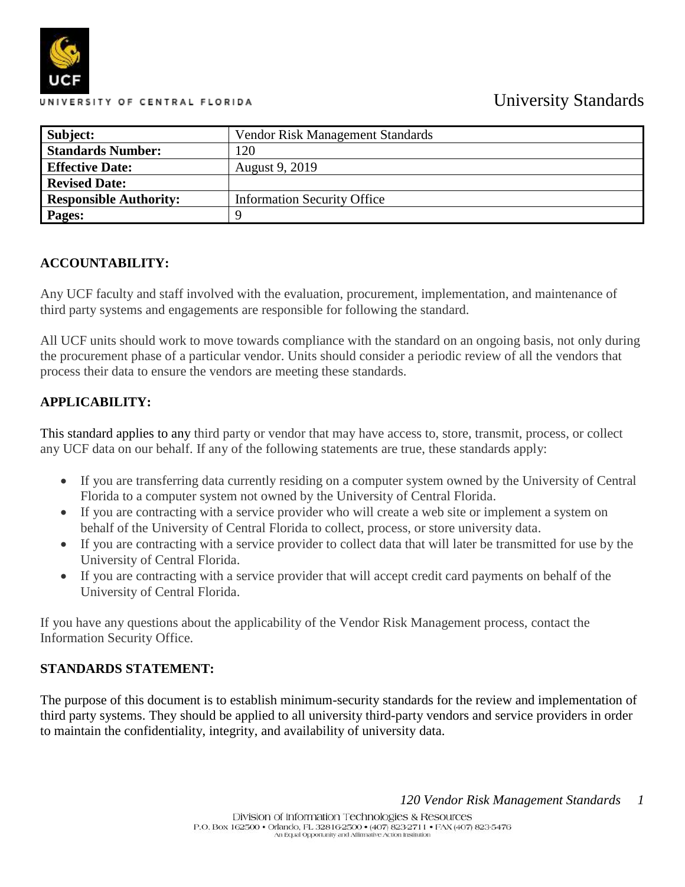UNIVERSITY OF CENTRAL FLORIDA

University Standards

| Subject: | Vendor Risk Management Standards |
|---|---|
| Standards Number: | 120 |
| Effective Date: | August 9, 2019 |
| Revised Date: | |
| Responsible Authority: | Information Security Office |
| Pages: | 9 |

## ACCOUNTABILITY:

Any UCF faculty and staff involved with the evaluation, procurement, implementation, and maintenance of third party systems and engagements are responsible for following the standard.

All UCF units should work to move towards compliance with the standard on an ongoing basis, not only during the procurement phase of a particular vendor. Units should consider a periodic review of all the vendors that process their data to ensure the vendors are meeting these standards.

## APPLICABILITY:

This standard applies to any third party or vendor that may have access to, store, transmit, process, or collect any UCF data on our behalf. If any of the following statements are true, these standards apply:

- If you are transferring data currently residing on a computer system owned by the University of Central Florida to a computer system not owned by the University of Central Florida.
- If you are contracting with a service provider who will create a web site or implement a system on behalf of the University of Central Florida to collect, process, or store university data.
- If you are contracting with a service provider to collect data that will later be transmitted for use by the University of Central Florida.
- If you are contracting with a service provider that will accept credit card payments on behalf of the University of Central Florida.

If you have any questions about the applicability of the Vendor Risk Management process, contact the Information Security Office.

## STANDARDS STATEMENT:

The purpose of this document is to establish minimum-security standards for the review and implementation of third party systems. They should be applied to all university third-party vendors and service providers in order to maintain the confidentiality, integrity, and availability of university data.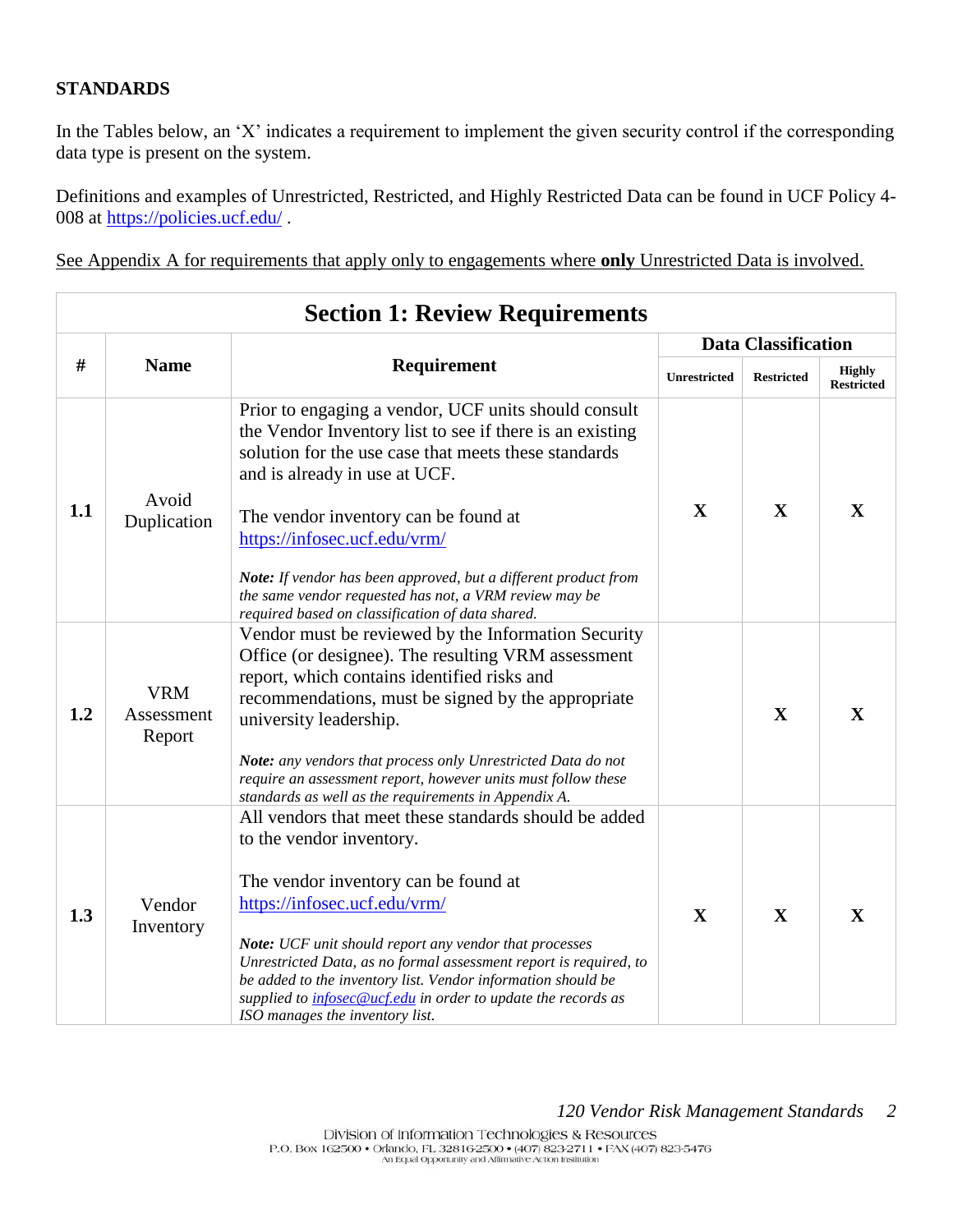## STANDARDS

In the Tables below, an 'X' indicates a requirement to implement the given security control if the corresponding data type is present on the system.

Definitions and examples of Unrestricted, Restricted, and Highly Restricted Data can be found in UCF Policy 4-008 at https://policies.ucf.edu/ .

<u>See Appendix A for requirements that apply only to engagements where **only** Unrestricted Data is involved.</u>

### Section 1: Review Requirements

| # | Name | Requirement | Data Classification | | |
|---|---|---|---|---|---|
| | | | Unrestricted | Restricted | Highly Restricted |
| 1.1 | Avoid Duplication | Prior to engaging a vendor, UCF units should consult the Vendor Inventory list to see if there is an existing solution for the use case that meets these standards and is already in use at UCF.<br><br>The vendor inventory can be found at https://infosec.ucf.edu/vrm/<br><br>***Note:*** *If vendor has been approved, but a different product from the same vendor requested has not, a VRM review may be required based on classification of data shared.* | X | X | X |
| 1.2 | VRM Assessment Report | Vendor must be reviewed by the Information Security Office (or designee). The resulting VRM assessment report, which contains identified risks and recommendations, must be signed by the appropriate university leadership.<br><br>***Note:*** *any vendors that process only Unrestricted Data do not require an assessment report, however units must follow these standards as well as the requirements in Appendix A.* | | X | X |
| 1.3 | Vendor Inventory | All vendors that meet these standards should be added to the vendor inventory.<br><br>The vendor inventory can be found at https://infosec.ucf.edu/vrm/<br><br>***Note:*** *UCF unit should report any vendor that processes Unrestricted Data, as no formal assessment report is required, to be added to the inventory list. Vendor information should be supplied to infosec@ucf.edu in order to update the records as ISO manages the inventory list.* | X | X | X |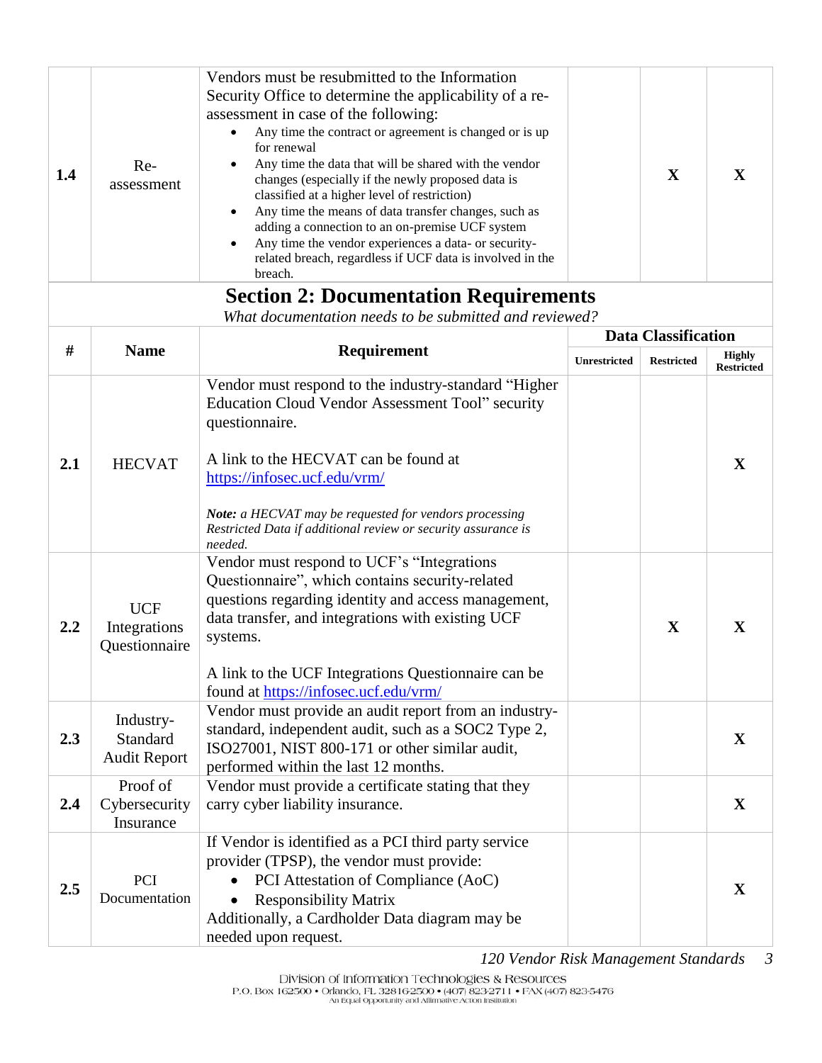| # | Name | Requirement | Unrestricted | Restricted | Highly Restricted |
|---|---|---|---|---|---|
| 1.4 | Re-assessment | Vendors must be resubmitted to the Information Security Office to determine the applicability of a re-assessment in case of the following: <br>• Any time the contract or agreement is changed or is up for renewal <br>• Any time the data that will be shared with the vendor changes (especially if the newly proposed data is classified at a higher level of restriction) <br>• Any time the means of data transfer changes, such as adding a connection to an on-premise UCF system <br>• Any time the vendor experiences a data- or security-related breach, regardless if UCF data is involved in the breach. | | X | X |

## Section 2: Documentation Requirements

*What documentation needs to be submitted and reviewed?*

| # | Name | Requirement | Data Classification | | |
|---|---|---|---|---|---|
| | | | Unrestricted | Restricted | Highly Restricted |
| 2.1 | HECVAT | Vendor must respond to the industry-standard "Higher Education Cloud Vendor Assessment Tool" security questionnaire. <br><br>A link to the HECVAT can be found at https://infosec.ucf.edu/vrm/ <br><br>***Note:*** *a HECVAT may be requested for vendors processing Restricted Data if additional review or security assurance is needed.* | | | X |
| 2.2 | UCF Integrations Questionnaire | Vendor must respond to UCF's "Integrations Questionnaire", which contains security-related questions regarding identity and access management, data transfer, and integrations with existing UCF systems. <br><br>A link to the UCF Integrations Questionnaire can be found at https://infosec.ucf.edu/vrm/ | | X | X |
| 2.3 | Industry-Standard Audit Report | Vendor must provide an audit report from an industry-standard, independent audit, such as a SOC2 Type 2, ISO27001, NIST 800-171 or other similar audit, performed within the last 12 months. | | | X |
| 2.4 | Proof of Cybersecurity Insurance | Vendor must provide a certificate stating that they carry cyber liability insurance. | | | X |
| 2.5 | PCI Documentation | If Vendor is identified as a PCI third party service provider (TPSP), the vendor must provide: <br>• PCI Attestation of Compliance (AoC) <br>• Responsibility Matrix <br>Additionally, a Cardholder Data diagram may be needed upon request. | | | X |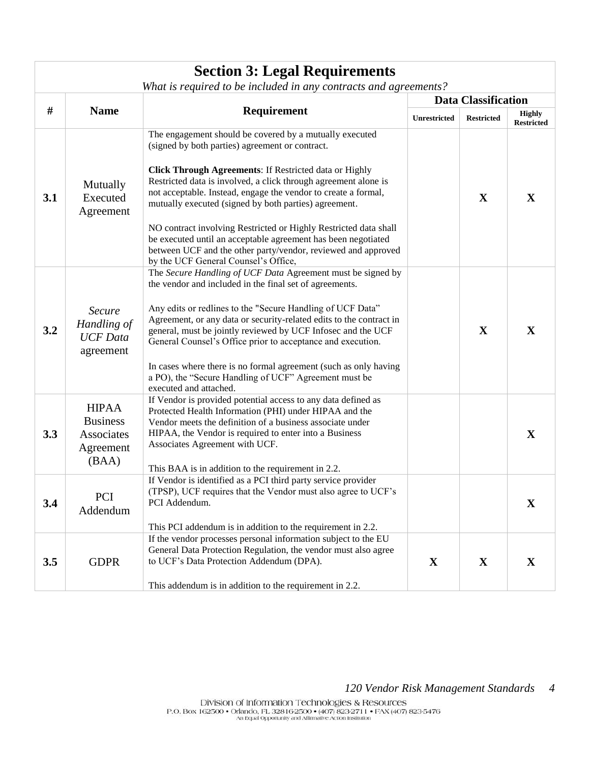## Section 3: Legal Requirements

*What is required to be included in any contracts and agreements?*

| # | Name | Requirement | Data Classification | | |
|---|---|---|---|---|---|
| | | | Unrestricted | Restricted | Highly Restricted |
| **3.1** | Mutually Executed Agreement | The engagement should be covered by a mutually executed (signed by both parties) agreement or contract.<br><br>**Click Through Agreements**: If Restricted data or Highly Restricted data is involved, a click through agreement alone is not acceptable. Instead, engage the vendor to create a formal, mutually executed (signed by both parties) agreement.<br><br>NO contract involving Restricted or Highly Restricted data shall be executed until an acceptable agreement has been negotiated between UCF and the other party/vendor, reviewed and approved by the UCF General Counsel's Office, | | **X** | **X** |
| **3.2** | *Secure Handling of UCF Data* agreement | The *Secure Handling of UCF Data* Agreement must be signed by the vendor and included in the final set of agreements.<br><br>Any edits or redlines to the "Secure Handling of UCF Data" Agreement, or any data or security-related edits to the contract in general, must be jointly reviewed by UCF Infosec and the UCF General Counsel's Office prior to acceptance and execution.<br><br>In cases where there is no formal agreement (such as only having a PO), the "Secure Handling of UCF" Agreement must be executed and attached. | | **X** | **X** |
| **3.3** | HIPAA Business Associates Agreement (BAA) | If Vendor is provided potential access to any data defined as Protected Health Information (PHI) under HIPAA and the Vendor meets the definition of a business associate under HIPAA, the Vendor is required to enter into a Business Associates Agreement with UCF.<br><br>This BAA is in addition to the requirement in 2.2. | | | **X** |
| **3.4** | PCI Addendum | If Vendor is identified as a PCI third party service provider (TPSP), UCF requires that the Vendor must also agree to UCF's PCI Addendum.<br><br>This PCI addendum is in addition to the requirement in 2.2. | | | **X** |
| **3.5** | GDPR | If the vendor processes personal information subject to the EU General Data Protection Regulation, the vendor must also agree to UCF's Data Protection Addendum (DPA).<br><br>This addendum is in addition to the requirement in 2.2. | **X** | **X** | **X** |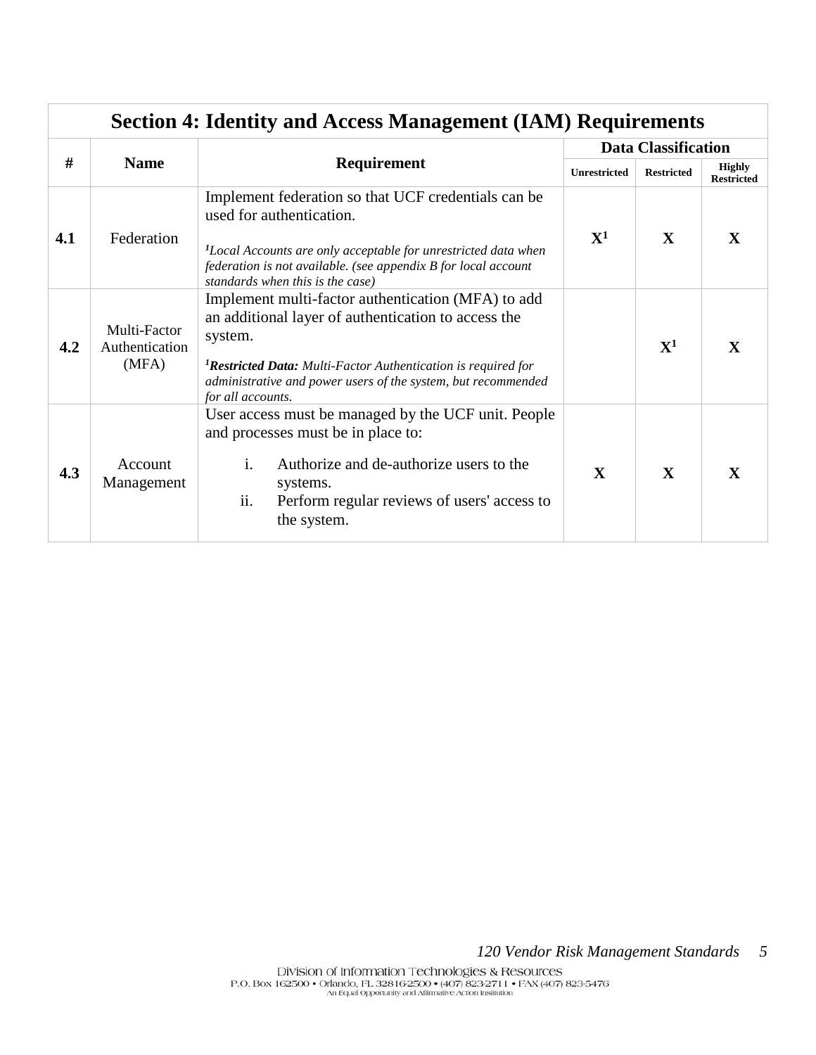## Section 4: Identity and Access Management (IAM) Requirements

| # | Name | Requirement | Data Classification | | |
|---|---|---|---|---|---|
| | | | Unrestricted | Restricted | Highly Restricted |
| **4.1** | Federation | Implement federation so that UCF credentials can be used for authentication.<br><br>*[1]Local Accounts are only acceptable for unrestricted data when federation is not available. (see appendix B for local account standards when this is the case)* | **X[1]** | **X** | **X** |
| **4.2** | Multi-Factor Authentication (MFA) | Implement multi-factor authentication (MFA) to add an additional layer of authentication to access the system.<br><br>*[1]**Restricted Data:** Multi-Factor Authentication is required for administrative and power users of the system, but recommended for all accounts.* | | **X[1]** | **X** |
| **4.3** | Account Management | User access must be managed by the UCF unit. People and processes must be in place to:<br><br>i. Authorize and de-authorize users to the systems.<br>ii. Perform regular reviews of users' access to the system. | **X** | **X** | **X** |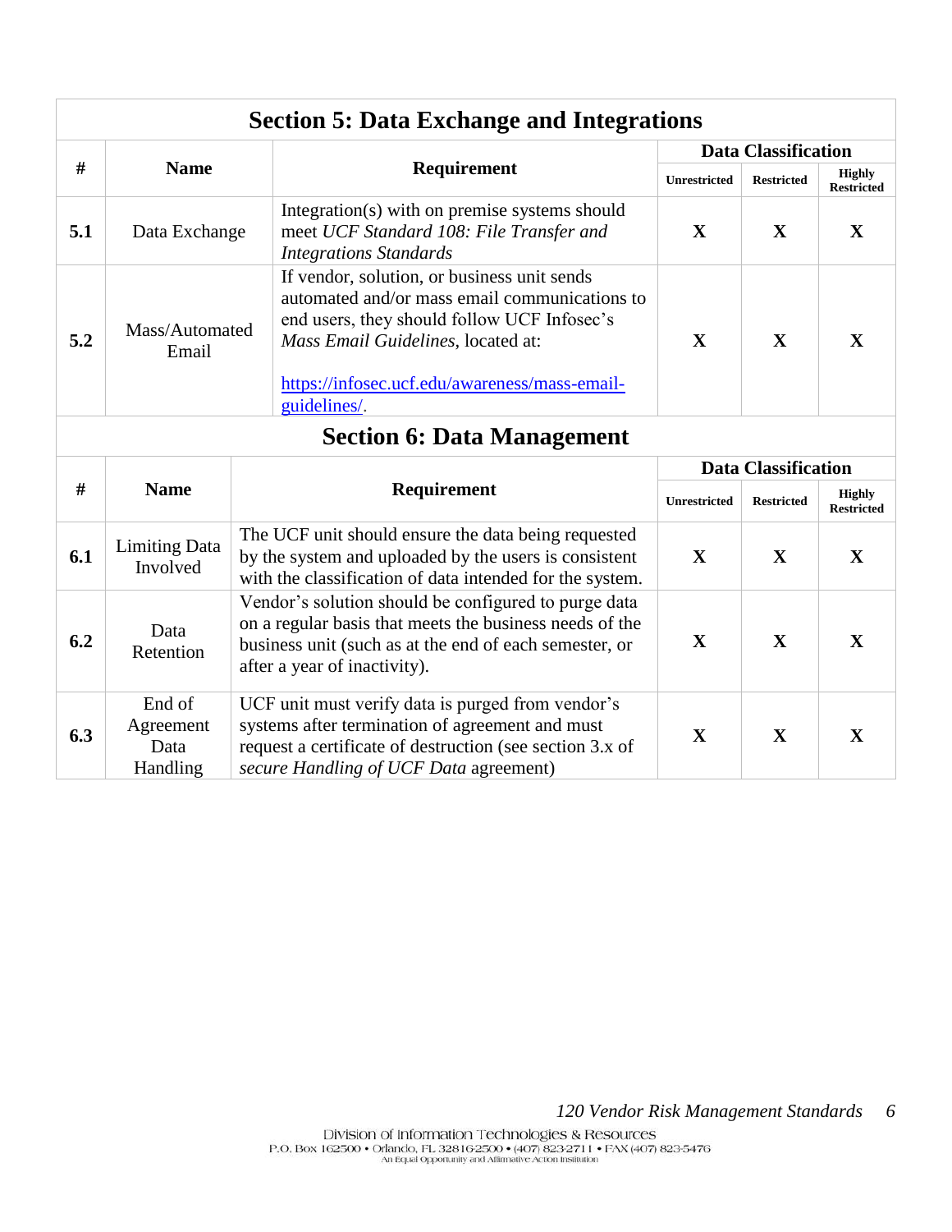## Section 5: Data Exchange and Integrations

| # | Name | Requirement | Data Classification | | |
|---|---|---|---|---|---|
| | | | **Unrestricted** | **Restricted** | **Highly Restricted** |
| **5.1** | Data Exchange | Integration(s) with on premise systems should meet *UCF Standard 108: File Transfer and Integrations Standards* | **X** | **X** | **X** |
| **5.2** | Mass/Automated Email | If vendor, solution, or business unit sends automated and/or mass email communications to end users, they should follow UCF Infosec's *Mass Email Guidelines*, located at: https://infosec.ucf.edu/awareness/mass-email-guidelines/. | **X** | **X** | **X** |

## Section 6: Data Management

| # | Name | Requirement | Data Classification | | |
|---|---|---|---|---|---|
| | | | **Unrestricted** | **Restricted** | **Highly Restricted** |
| **6.1** | Limiting Data Involved | The UCF unit should ensure the data being requested by the system and uploaded by the users is consistent with the classification of data intended for the system. | **X** | **X** | **X** |
| **6.2** | Data Retention | Vendor's solution should be configured to purge data on a regular basis that meets the business needs of the business unit (such as at the end of each semester, or after a year of inactivity). | **X** | **X** | **X** |
| **6.3** | End of Agreement Data Handling | UCF unit must verify data is purged from vendor's systems after termination of agreement and must request a certificate of destruction (see section 3.x of *secure Handling of UCF Data* agreement) | **X** | **X** | **X** |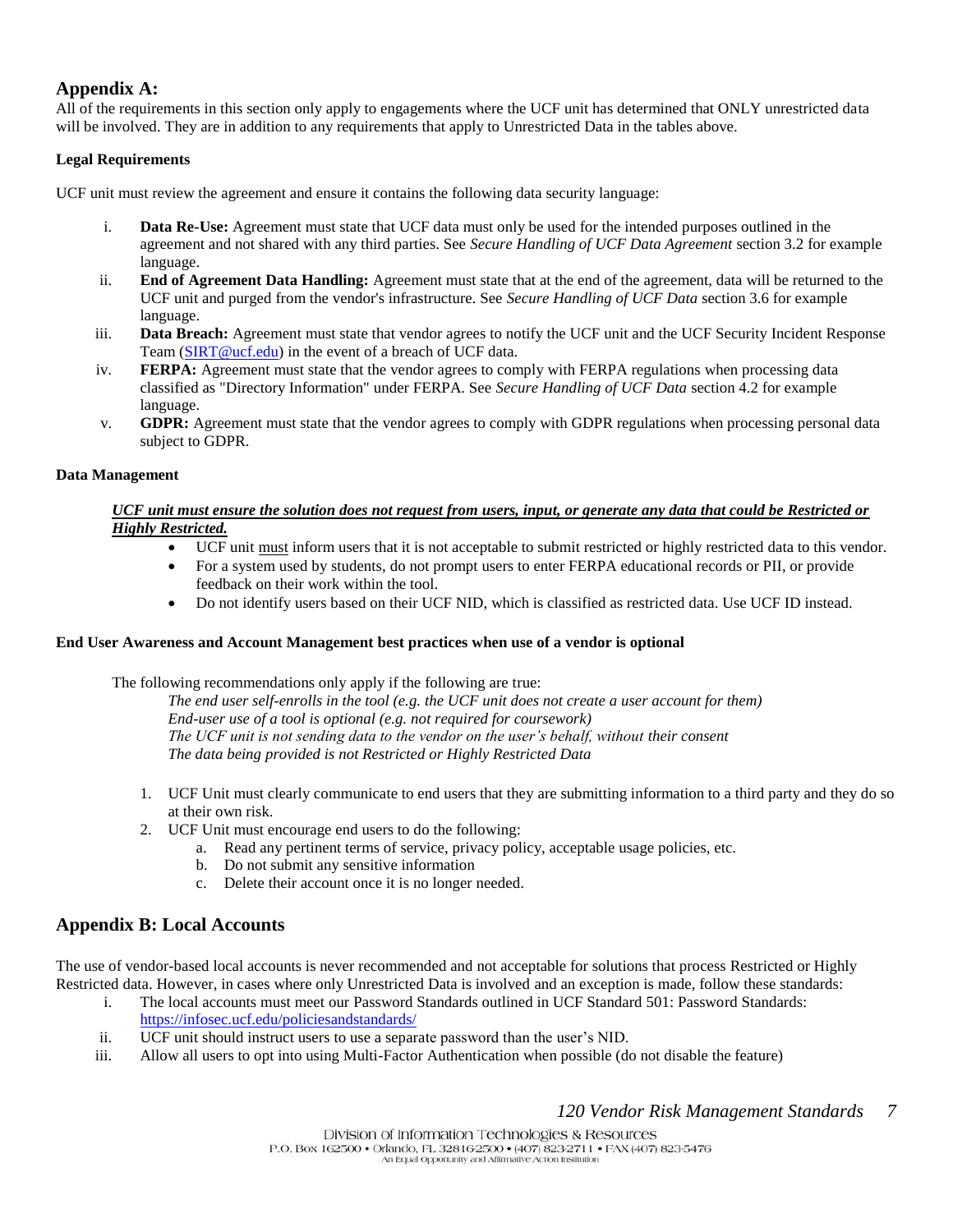## Appendix A:

All of the requirements in this section only apply to engagements where the UCF unit has determined that ONLY unrestricted data will be involved. They are in addition to any requirements that apply to Unrestricted Data in the tables above.

**Legal Requirements**

UCF unit must review the agreement and ensure it contains the following data security language:

i. **Data Re-Use:** Agreement must state that UCF data must only be used for the intended purposes outlined in the agreement and not shared with any third parties. See *Secure Handling of UCF Data Agreement* section 3.2 for example language.
ii. **End of Agreement Data Handling:** Agreement must state that at the end of the agreement, data will be returned to the UCF unit and purged from the vendor's infrastructure. See *Secure Handling of UCF Data* section 3.6 for example language.
iii. **Data Breach:** Agreement must state that vendor agrees to notify the UCF unit and the UCF Security Incident Response Team (SIRT@ucf.edu) in the event of a breach of UCF data.
iv. **FERPA:** Agreement must state that the vendor agrees to comply with FERPA regulations when processing data classified as "Directory Information" under FERPA. See *Secure Handling of UCF Data* section 4.2 for example language.
v. **GDPR:** Agreement must state that the vendor agrees to comply with GDPR regulations when processing personal data subject to GDPR.

**Data Management**

***UCF unit must ensure the solution does not request from users, input, or generate any data that could be Restricted or Highly Restricted.***

- UCF unit must inform users that it is not acceptable to submit restricted or highly restricted data to this vendor.
- For a system used by students, do not prompt users to enter FERPA educational records or PII, or provide feedback on their work within the tool.
- Do not identify users based on their UCF NID, which is classified as restricted data. Use UCF ID instead.

**End User Awareness and Account Management best practices when use of a vendor is optional**

The following recommendations only apply if the following are true:

*The end user self-enrolls in the tool (e.g. the UCF unit does not create a user account for them)*
*End-user use of a tool is optional (e.g. not required for coursework)*
*The UCF unit is not sending data to the vendor on the user's behalf, without their consent*
*The data being provided is not Restricted or Highly Restricted Data*

1. UCF Unit must clearly communicate to end users that they are submitting information to a third party and they do so at their own risk.
2. UCF Unit must encourage end users to do the following:
   a. Read any pertinent terms of service, privacy policy, acceptable usage policies, etc.
   b. Do not submit any sensitive information
   c. Delete their account once it is no longer needed.

## Appendix B: Local Accounts

The use of vendor-based local accounts is never recommended and not acceptable for solutions that process Restricted or Highly Restricted data. However, in cases where only Unrestricted Data is involved and an exception is made, follow these standards:

i. The local accounts must meet our Password Standards outlined in UCF Standard 501: Password Standards: https://infosec.ucf.edu/policiesandstandards/
ii. UCF unit should instruct users to use a separate password than the user's NID.
iii. Allow all users to opt into using Multi-Factor Authentication when possible (do not disable the feature)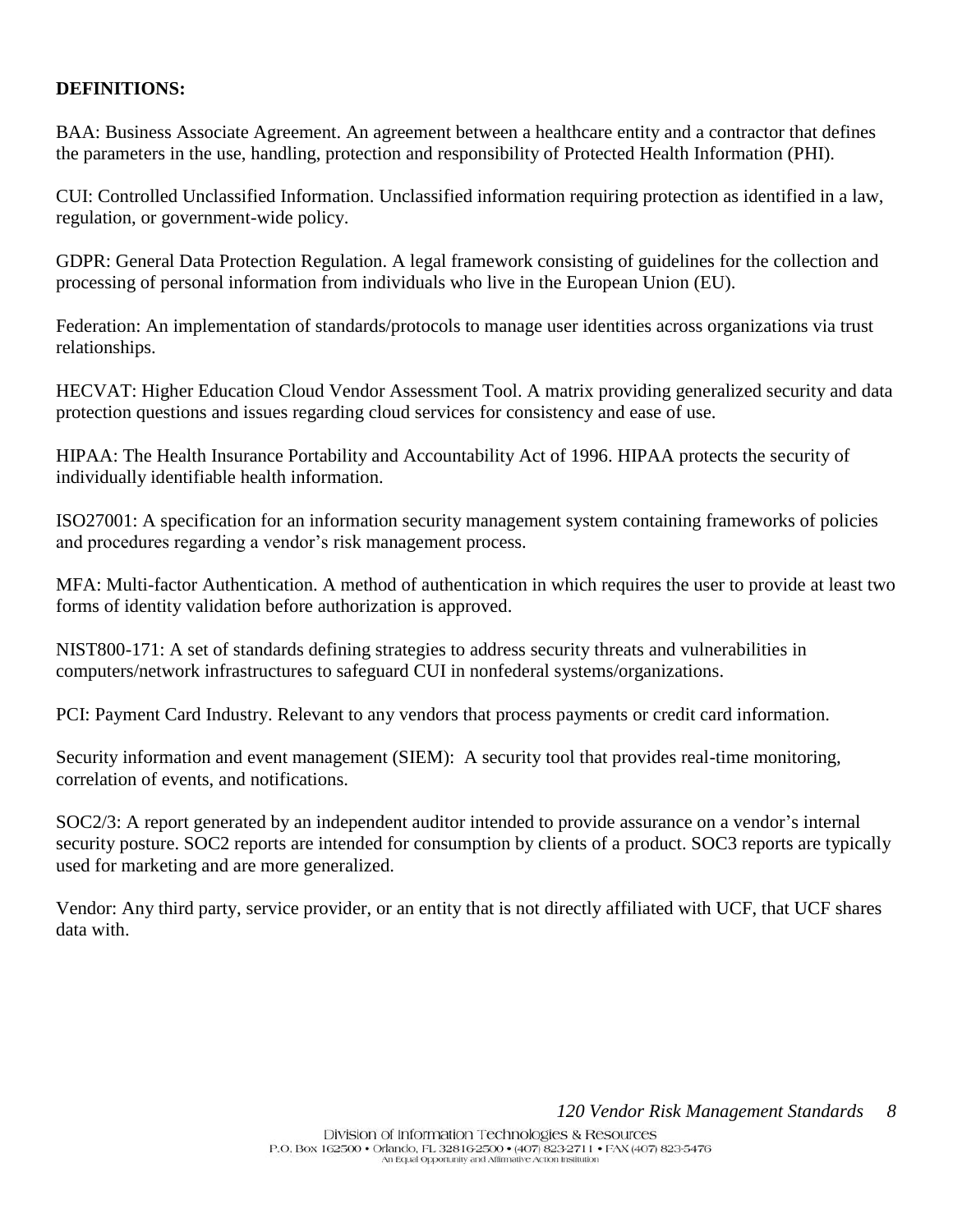**DEFINITIONS:**

BAA: Business Associate Agreement. An agreement between a healthcare entity and a contractor that defines the parameters in the use, handling, protection and responsibility of Protected Health Information (PHI).

CUI: Controlled Unclassified Information. Unclassified information requiring protection as identified in a law, regulation, or government-wide policy.

GDPR: General Data Protection Regulation. A legal framework consisting of guidelines for the collection and processing of personal information from individuals who live in the European Union (EU).

Federation: An implementation of standards/protocols to manage user identities across organizations via trust relationships.

HECVAT: Higher Education Cloud Vendor Assessment Tool. A matrix providing generalized security and data protection questions and issues regarding cloud services for consistency and ease of use.

HIPAA: The Health Insurance Portability and Accountability Act of 1996. HIPAA protects the security of individually identifiable health information.

ISO27001: A specification for an information security management system containing frameworks of policies and procedures regarding a vendor's risk management process.

MFA: Multi-factor Authentication. A method of authentication in which requires the user to provide at least two forms of identity validation before authorization is approved.

NIST800-171: A set of standards defining strategies to address security threats and vulnerabilities in computers/network infrastructures to safeguard CUI in nonfederal systems/organizations.

PCI: Payment Card Industry. Relevant to any vendors that process payments or credit card information.

Security information and event management (SIEM): A security tool that provides real-time monitoring, correlation of events, and notifications.

SOC2/3: A report generated by an independent auditor intended to provide assurance on a vendor's internal security posture. SOC2 reports are intended for consumption by clients of a product. SOC3 reports are typically used for marketing and are more generalized.

Vendor: Any third party, service provider, or an entity that is not directly affiliated with UCF, that UCF shares data with.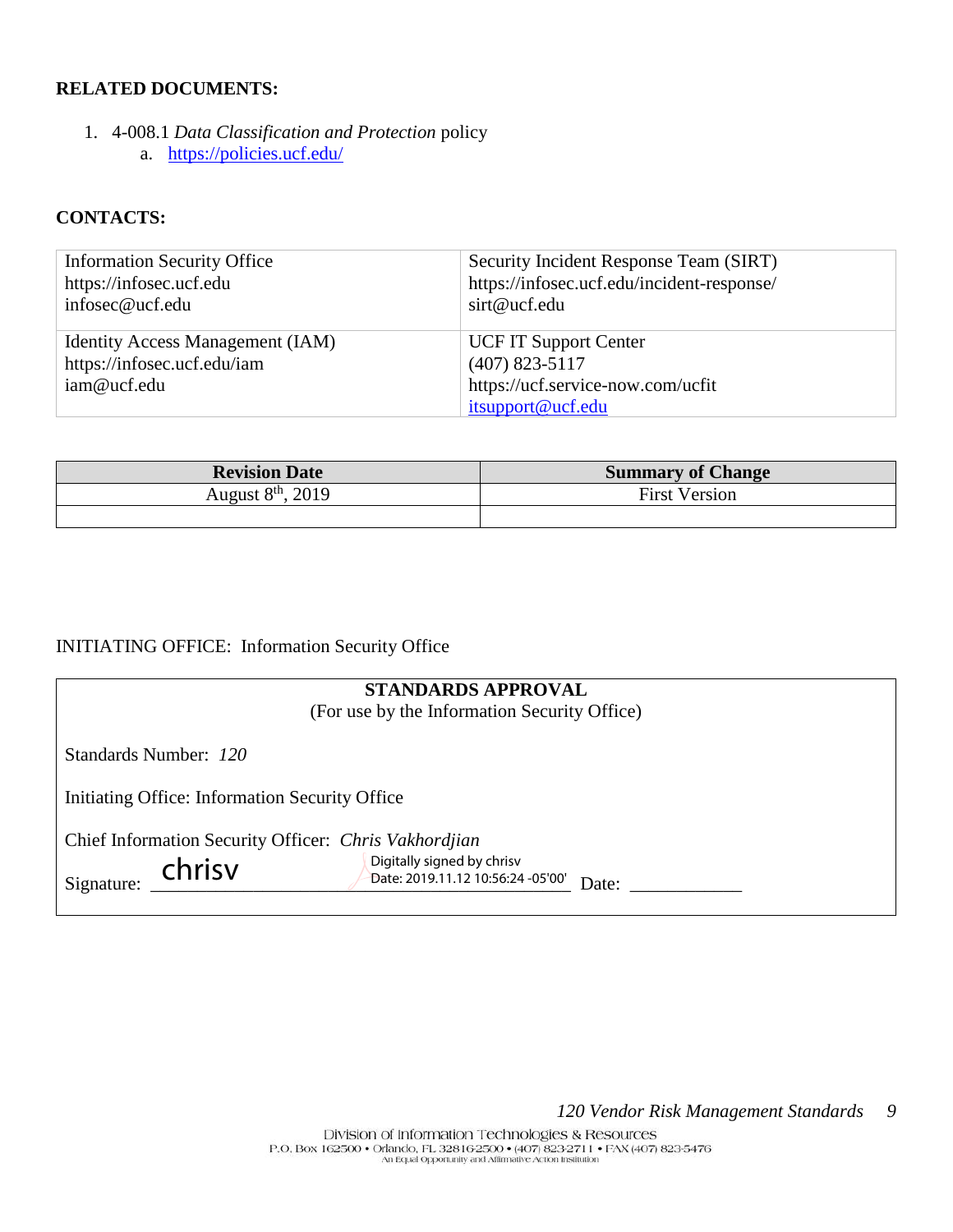**RELATED DOCUMENTS:**

1. 4-008.1 *Data Classification and Protection* policy
   a. https://policies.ucf.edu/

**CONTACTS:**

| | |
|---|---|
| Information Security Office<br>https://infosec.ucf.edu<br>infosec@ucf.edu | Security Incident Response Team (SIRT)<br>https://infosec.ucf.edu/incident-response/<br>sirt@ucf.edu |
| Identity Access Management (IAM)<br>https://infosec.ucf.edu/iam<br>iam@ucf.edu | UCF IT Support Center<br>(407) 823-5117<br>https://ucf.service-now.com/ucfit<br>itsupport@ucf.edu |

| Revision Date | Summary of Change |
|---|---|
| August 8th, 2019 | First Version |
| | |

INITIATING OFFICE: Information Security Office

**STANDARDS APPROVAL**
(For use by the Information Security Office)

Standards Number: *120*

Initiating Office: Information Security Office

Chief Information Security Officer: *Chris Vakhordjian*

Signature: chrisv Digitally signed by chrisv Date: 2019.11.12 10:56:24 -05'00' Date: ____________

Division of Information Technologies & Resources
P.O. Box 162500 • Orlando, FL 32816-2500 • (407) 823-2711 • FAX (407) 823-5476
An Equal Opportunity and Affirmative Action Institution